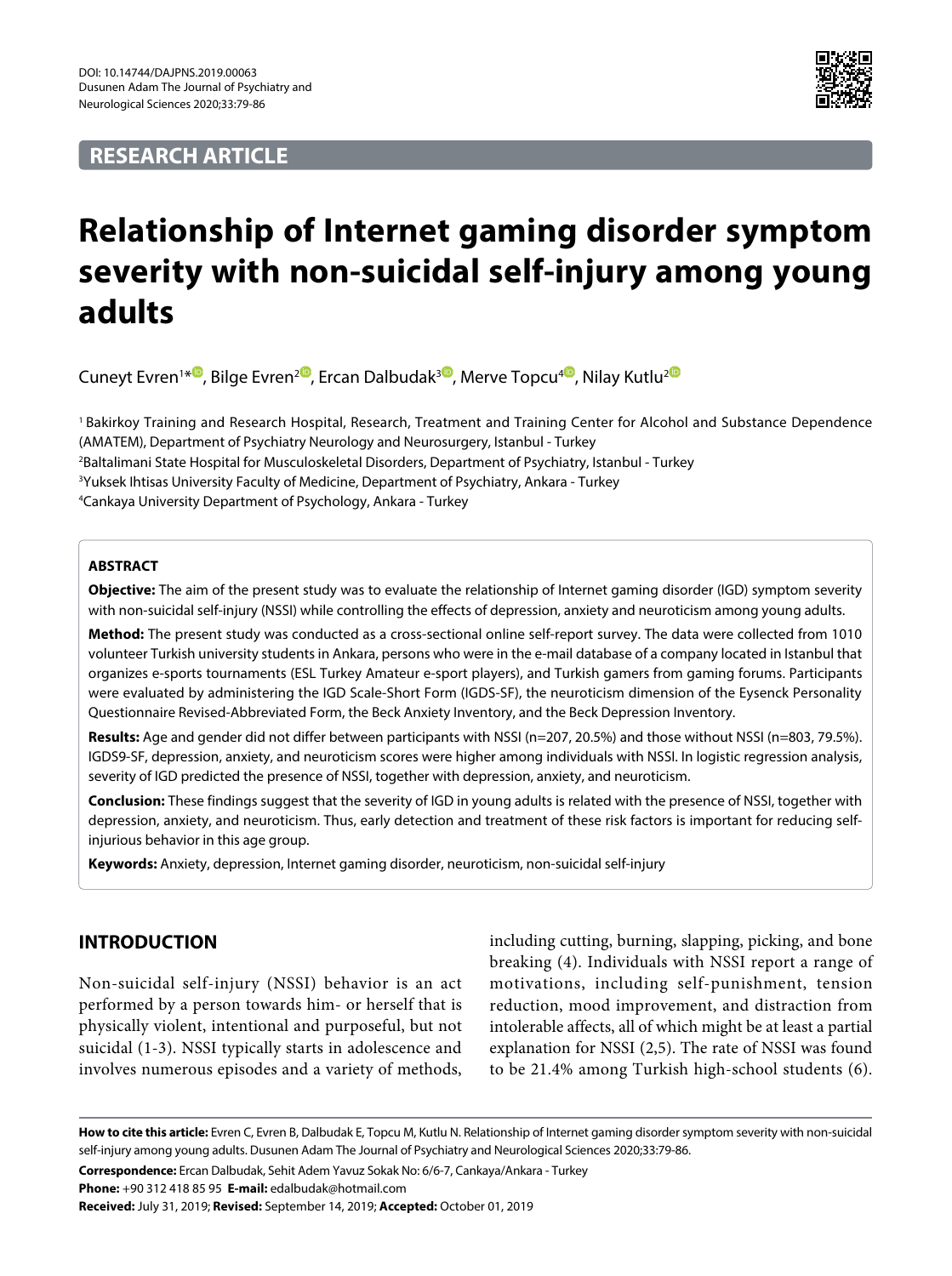DOI: 10.14744/DAJPNS.2019.00063
Dusunen Adam The Journal of Psychiatry and Neurological Sciences 2020;33:79-86

**RESEARCH ARTICLE**

# Relationship of Internet gaming disorder symptom severity with non-suicidal self-injury among young adults

Cuneyt Evren[1*], Bilge Evren[2], Ercan Dalbudak[3], Merve Topcu[4], Nilay Kutlu[2]

[1] Bakirkoy Training and Research Hospital, Research, Treatment and Training Center for Alcohol and Substance Dependence (AMATEM), Department of Psychiatry Neurology and Neurosurgery, Istanbul - Turkey
[2] Baltalimani State Hospital for Musculoskeletal Disorders, Department of Psychiatry, Istanbul - Turkey
[3] Yuksek Ihtisas University Faculty of Medicine, Department of Psychiatry, Ankara - Turkey
[4] Cankaya University Department of Psychology, Ankara - Turkey

## ABSTRACT

**Objective:** The aim of the present study was to evaluate the relationship of Internet gaming disorder (IGD) symptom severity with non-suicidal self-injury (NSSI) while controlling the effects of depression, anxiety and neuroticism among young adults.

**Method:** The present study was conducted as a cross-sectional online self-report survey. The data were collected from 1010 volunteer Turkish university students in Ankara, persons who were in the e-mail database of a company located in Istanbul that organizes e-sports tournaments (ESL Turkey Amateur e-sport players), and Turkish gamers from gaming forums. Participants were evaluated by administering the IGD Scale-Short Form (IGDS-SF), the neuroticism dimension of the Eysenck Personality Questionnaire Revised-Abbreviated Form, the Beck Anxiety Inventory, and the Beck Depression Inventory.

**Results:** Age and gender did not differ between participants with NSSI (n=207, 20.5%) and those without NSSI (n=803, 79.5%). IGDS9-SF, depression, anxiety, and neuroticism scores were higher among individuals with NSSI. In logistic regression analysis, severity of IGD predicted the presence of NSSI, together with depression, anxiety, and neuroticism.

**Conclusion:** These findings suggest that the severity of IGD in young adults is related with the presence of NSSI, together with depression, anxiety, and neuroticism. Thus, early detection and treatment of these risk factors is important for reducing self-injurious behavior in this age group.

**Keywords:** Anxiety, depression, Internet gaming disorder, neuroticism, non-suicidal self-injury

## INTRODUCTION

Non-suicidal self-injury (NSSI) behavior is an act performed by a person towards him- or herself that is physically violent, intentional and purposeful, but not suicidal (1-3). NSSI typically starts in adolescence and involves numerous episodes and a variety of methods, including cutting, burning, slapping, picking, and bone breaking (4). Individuals with NSSI report a range of motivations, including self-punishment, tension reduction, mood improvement, and distraction from intolerable affects, all of which might be at least a partial explanation for NSSI (2,5). The rate of NSSI was found to be 21.4% among Turkish high-school students (6).

**How to cite this article:** Evren C, Evren B, Dalbudak E, Topcu M, Kutlu N. Relationship of Internet gaming disorder symptom severity with non-suicidal self-injury among young adults. Dusunen Adam The Journal of Psychiatry and Neurological Sciences 2020;33:79-86.

**Correspondence:** Ercan Dalbudak, Sehit Adem Yavuz Sokak No: 6/6-7, Cankaya/Ankara - Turkey

**Phone:** +90 312 418 85 95 **E-mail:** edalbudak@hotmail.com

**Received:** July 31, 2019; **Revised:** September 14, 2019; **Accepted:** October 01, 2019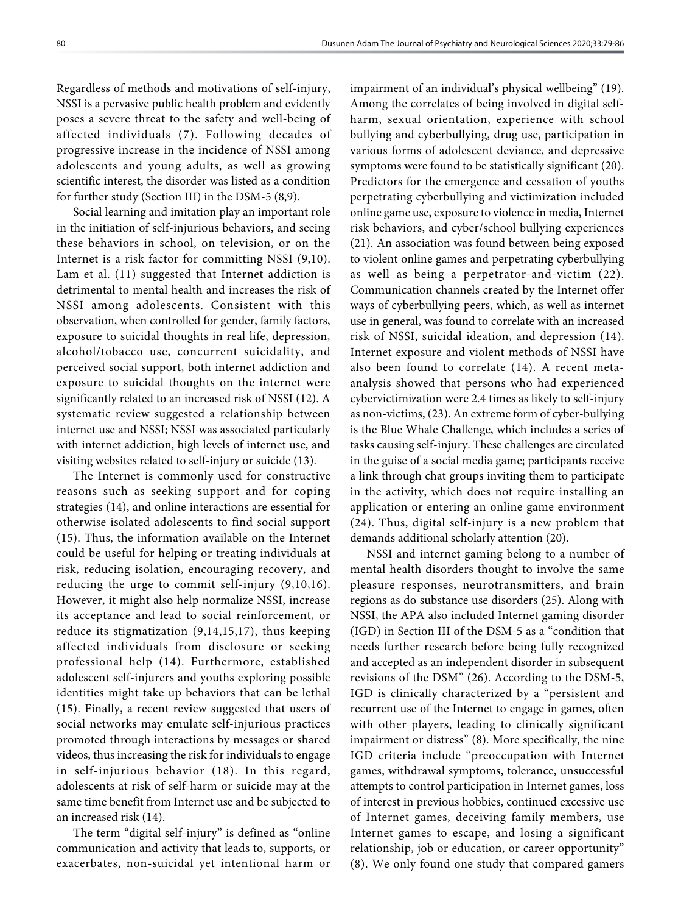Regardless of methods and motivations of self-injury, NSSI is a pervasive public health problem and evidently poses a severe threat to the safety and well-being of affected individuals (7). Following decades of progressive increase in the incidence of NSSI among adolescents and young adults, as well as growing scientific interest, the disorder was listed as a condition for further study (Section III) in the DSM-5 (8,9).

Social learning and imitation play an important role in the initiation of self-injurious behaviors, and seeing these behaviors in school, on television, or on the Internet is a risk factor for committing NSSI (9,10). Lam et al. (11) suggested that Internet addiction is detrimental to mental health and increases the risk of NSSI among adolescents. Consistent with this observation, when controlled for gender, family factors, exposure to suicidal thoughts in real life, depression, alcohol/tobacco use, concurrent suicidality, and perceived social support, both internet addiction and exposure to suicidal thoughts on the internet were significantly related to an increased risk of NSSI (12). A systematic review suggested a relationship between internet use and NSSI; NSSI was associated particularly with internet addiction, high levels of internet use, and visiting websites related to self-injury or suicide (13).

The Internet is commonly used for constructive reasons such as seeking support and for coping strategies (14), and online interactions are essential for otherwise isolated adolescents to find social support (15). Thus, the information available on the Internet could be useful for helping or treating individuals at risk, reducing isolation, encouraging recovery, and reducing the urge to commit self-injury (9,10,16). However, it might also help normalize NSSI, increase its acceptance and lead to social reinforcement, or reduce its stigmatization (9,14,15,17), thus keeping affected individuals from disclosure or seeking professional help (14). Furthermore, established adolescent self-injurers and youths exploring possible identities might take up behaviors that can be lethal (15). Finally, a recent review suggested that users of social networks may emulate self-injurious practices promoted through interactions by messages or shared videos, thus increasing the risk for individuals to engage in self-injurious behavior (18). In this regard, adolescents at risk of self-harm or suicide may at the same time benefit from Internet use and be subjected to an increased risk (14).

The term "digital self-injury" is defined as "online communication and activity that leads to, supports, or exacerbates, non-suicidal yet intentional harm or impairment of an individual's physical wellbeing" (19). Among the correlates of being involved in digital self-harm, sexual orientation, experience with school bullying and cyberbullying, drug use, participation in various forms of adolescent deviance, and depressive symptoms were found to be statistically significant (20). Predictors for the emergence and cessation of youths perpetrating cyberbullying and victimization included online game use, exposure to violence in media, Internet risk behaviors, and cyber/school bullying experiences (21). An association was found between being exposed to violent online games and perpetrating cyberbullying as well as being a perpetrator-and-victim (22). Communication channels created by the Internet offer ways of cyberbullying peers, which, as well as internet use in general, was found to correlate with an increased risk of NSSI, suicidal ideation, and depression (14). Internet exposure and violent methods of NSSI have also been found to correlate (14). A recent meta-analysis showed that persons who had experienced cybervictimization were 2.4 times as likely to self-injury as non-victims, (23). An extreme form of cyber-bullying is the Blue Whale Challenge, which includes a series of tasks causing self-injury. These challenges are circulated in the guise of a social media game; participants receive a link through chat groups inviting them to participate in the activity, which does not require installing an application or entering an online game environment (24). Thus, digital self-injury is a new problem that demands additional scholarly attention (20).

NSSI and internet gaming belong to a number of mental health disorders thought to involve the same pleasure responses, neurotransmitters, and brain regions as do substance use disorders (25). Along with NSSI, the APA also included Internet gaming disorder (IGD) in Section III of the DSM-5 as a "condition that needs further research before being fully recognized and accepted as an independent disorder in subsequent revisions of the DSM" (26). According to the DSM-5, IGD is clinically characterized by a "persistent and recurrent use of the Internet to engage in games, often with other players, leading to clinically significant impairment or distress" (8). More specifically, the nine IGD criteria include "preoccupation with Internet games, withdrawal symptoms, tolerance, unsuccessful attempts to control participation in Internet games, loss of interest in previous hobbies, continued excessive use of Internet games, deceiving family members, use Internet games to escape, and losing a significant relationship, job or education, or career opportunity" (8). We only found one study that compared gamers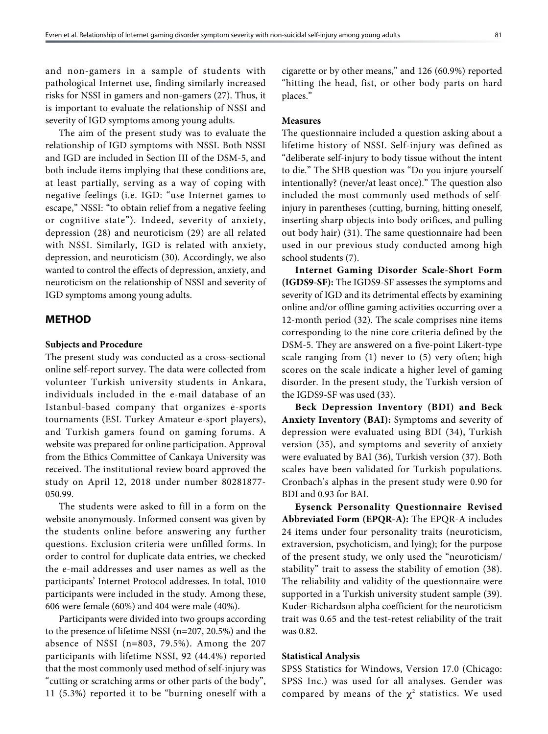and non-gamers in a sample of students with pathological Internet use, finding similarly increased risks for NSSI in gamers and non-gamers (27). Thus, it is important to evaluate the relationship of NSSI and severity of IGD symptoms among young adults.

The aim of the present study was to evaluate the relationship of IGD symptoms with NSSI. Both NSSI and IGD are included in Section III of the DSM-5, and both include items implying that these conditions are, at least partially, serving as a way of coping with negative feelings (i.e. IGD: "use Internet games to escape," NSSI: "to obtain relief from a negative feeling or cognitive state"). Indeed, severity of anxiety, depression (28) and neuroticism (29) are all related with NSSI. Similarly, IGD is related with anxiety, depression, and neuroticism (30). Accordingly, we also wanted to control the effects of depression, anxiety, and neuroticism on the relationship of NSSI and severity of IGD symptoms among young adults.

## METHOD

### Subjects and Procedure

The present study was conducted as a cross-sectional online self-report survey. The data were collected from volunteer Turkish university students in Ankara, individuals included in the e-mail database of an Istanbul-based company that organizes e-sports tournaments (ESL Turkey Amateur e-sport players), and Turkish gamers found on gaming forums. A website was prepared for online participation. Approval from the Ethics Committee of Cankaya University was received. The institutional review board approved the study on April 12, 2018 under number 80281877-050.99.

The students were asked to fill in a form on the website anonymously. Informed consent was given by the students online before answering any further questions. Exclusion criteria were unfilled forms. In order to control for duplicate data entries, we checked the e-mail addresses and user names as well as the participants' Internet Protocol addresses. In total, 1010 participants were included in the study. Among these, 606 were female (60%) and 404 were male (40%).

Participants were divided into two groups according to the presence of lifetime NSSI (n=207, 20.5%) and the absence of NSSI (n=803, 79.5%). Among the 207 participants with lifetime NSSI, 92 (44.4%) reported that the most commonly used method of self-injury was "cutting or scratching arms or other parts of the body", 11 (5.3%) reported it to be "burning oneself with a cigarette or by other means," and 126 (60.9%) reported "hitting the head, fist, or other body parts on hard places."

### Measures

The questionnaire included a question asking about a lifetime history of NSSI. Self-injury was defined as "deliberate self-injury to body tissue without the intent to die." The SHB question was "Do you injure yourself intentionally? (never/at least once)." The question also included the most commonly used methods of self-injury in parentheses (cutting, burning, hitting oneself, inserting sharp objects into body orifices, and pulling out body hair) (31). The same questionnaire had been used in our previous study conducted among high school students (7).

**Internet Gaming Disorder Scale-Short Form (IGDS9-SF):** The IGDS9-SF assesses the symptoms and severity of IGD and its detrimental effects by examining online and/or offline gaming activities occurring over a 12-month period (32). The scale comprises nine items corresponding to the nine core criteria defined by the DSM-5. They are answered on a five-point Likert-type scale ranging from (1) never to (5) very often; high scores on the scale indicate a higher level of gaming disorder. In the present study, the Turkish version of the IGDS9-SF was used (33).

**Beck Depression Inventory (BDI) and Beck Anxiety Inventory (BAI):** Symptoms and severity of depression were evaluated using BDI (34), Turkish version (35), and symptoms and severity of anxiety were evaluated by BAI (36), Turkish version (37). Both scales have been validated for Turkish populations. Cronbach's alphas in the present study were 0.90 for BDI and 0.93 for BAI.

**Eysenck Personality Questionnaire Revised Abbreviated Form (EPQR-A):** The EPQR-A includes 24 items under four personality traits (neuroticism, extraversion, psychoticism, and lying); for the purpose of the present study, we only used the "neuroticism/stability" trait to assess the stability of emotion (38). The reliability and validity of the questionnaire were supported in a Turkish university student sample (39). Kuder-Richardson alpha coefficient for the neuroticism trait was 0.65 and the test-retest reliability of the trait was 0.82.

### Statistical Analysis

SPSS Statistics for Windows, Version 17.0 (Chicago: SPSS Inc.) was used for all analyses. Gender was compared by means of the $\chi^2$ statistics. We used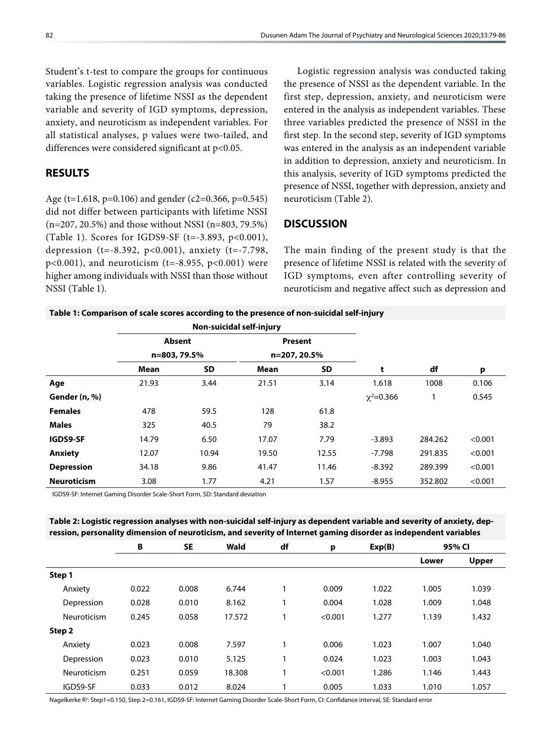Student's t-test to compare the groups for continuous variables. Logistic regression analysis was conducted taking the presence of lifetime NSSI as the dependent variable and severity of IGD symptoms, depression, anxiety, and neuroticism as independent variables. For all statistical analyses, p values were two-tailed, and differences were considered significant at $p<0.05$.

## RESULTS

Age (t=1.618, p=0.106) and gender (c2=0.366, p=0.545) did not differ between participants with lifetime NSSI (n=207, 20.5%) and those without NSSI (n=803, 79.5%) (Table 1). Scores for IGDS9-SF (t=-3.893, p<0.001), depression (t=-8.392, p<0.001), anxiety (t=-7.798, p<0.001), and neuroticism (t=-8.955, p<0.001) were higher among individuals with NSSI than those without NSSI (Table 1).

Logistic regression analysis was conducted taking the presence of NSSI as the dependent variable. In the first step, depression, anxiety, and neuroticism were entered in the analysis as independent variables. These three variables predicted the presence of NSSI in the first step. In the second step, severity of IGD symptoms was entered in the analysis as an independent variable in addition to depression, anxiety and neuroticism. In this analysis, severity of IGD symptoms predicted the presence of NSSI, together with depression, anxiety and neuroticism (Table 2).

## DISCUSSION

The main finding of the present study is that the presence of lifetime NSSI is related with the severity of IGD symptoms, even after controlling severity of neuroticism and negative affect such as depression and

**Table 1: Comparison of scale scores according to the presence of non-suicidal self-injury**

| | Non-suicidal self-injury | | | | | | |
|---|---|---|---|---|---|---|---|
| | Absent | | Present | | | | |
| | n=803, 79.5% | | n=207, 20.5% | | | | |
| | Mean | SD | Mean | SD | t | df | p |
| **Age** | 21.93 | 3.44 | 21.51 | 3.14 | 1.618 | 1008 | 0.106 |
| **Gender (n, %)** | | | | | $\chi^2$=0.366 | 1 | 0.545 |
| **Females** | 478 | 59.5 | 128 | 61.8 | | | |
| **Males** | 325 | 40.5 | 79 | 38.2 | | | |
| **IGDS9-SF** | 14.79 | 6.50 | 17.07 | 7.79 | -3.893 | 284.262 | <0.001 |
| **Anxiety** | 12.07 | 10.94 | 19.50 | 12.55 | -7.798 | 291.835 | <0.001 |
| **Depression** | 34.18 | 9.86 | 41.47 | 11.46 | -8.392 | 289.399 | <0.001 |
| **Neuroticism** | 3.08 | 1.77 | 4.21 | 1.57 | -8.955 | 352.802 | <0.001 |

IGDS9-SF: Internet Gaming Disorder Scale-Short Form, SD: Standard deviation

**Table 2: Logistic regression analyses with non-suicidal self-injury as dependent variable and severity of anxiety, depression, personality dimension of neuroticism, and severity of Internet gaming disorder as independent variables**

| | B | SE | Wald | df | p | Exp(B) | 95% CI | |
|---|---|---|---|---|---|---|---|---|
| | | | | | | | Lower | Upper |
| **Step 1** | | | | | | | | |
| Anxiety | 0.022 | 0.008 | 6.744 | 1 | 0.009 | 1.022 | 1.005 | 1.039 |
| Depression | 0.028 | 0.010 | 8.162 | 1 | 0.004 | 1.028 | 1.009 | 1.048 |
| Neuroticism | 0.245 | 0.058 | 17.572 | 1 | <0.001 | 1.277 | 1.139 | 1.432 |
| **Step 2** | | | | | | | | |
| Anxiety | 0.023 | 0.008 | 7.597 | 1 | 0.006 | 1.023 | 1.007 | 1.040 |
| Depression | 0.023 | 0.010 | 5.125 | 1 | 0.024 | 1.023 | 1.003 | 1.043 |
| Neuroticism | 0.251 | 0.059 | 18.308 | 1 | <0.001 | 1.286 | 1.146 | 1.443 |
| IGDS9-SF | 0.033 | 0.012 | 8.024 | 1 | 0.005 | 1.033 | 1.010 | 1.057 |

Nagelkerke $R^2$: Step1=0.150, Step 2=0.161, IGDS9-SF: Internet Gaming Disorder Scale-Short Form, CI: Confidance interval, SE: Standard error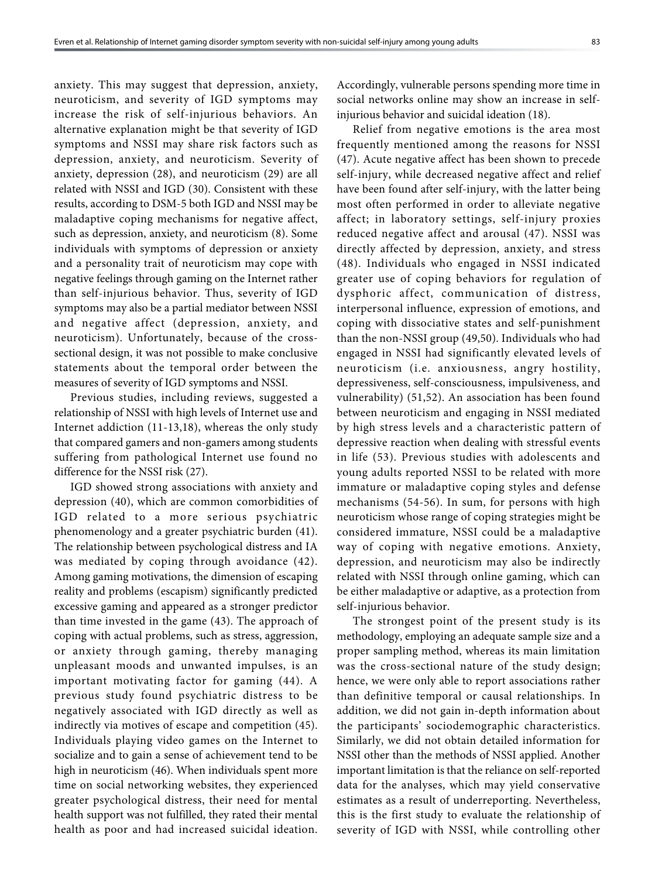anxiety. This may suggest that depression, anxiety, neuroticism, and severity of IGD symptoms may increase the risk of self-injurious behaviors. An alternative explanation might be that severity of IGD symptoms and NSSI may share risk factors such as depression, anxiety, and neuroticism. Severity of anxiety, depression (28), and neuroticism (29) are all related with NSSI and IGD (30). Consistent with these results, according to DSM-5 both IGD and NSSI may be maladaptive coping mechanisms for negative affect, such as depression, anxiety, and neuroticism (8). Some individuals with symptoms of depression or anxiety and a personality trait of neuroticism may cope with negative feelings through gaming on the Internet rather than self-injurious behavior. Thus, severity of IGD symptoms may also be a partial mediator between NSSI and negative affect (depression, anxiety, and neuroticism). Unfortunately, because of the cross-sectional design, it was not possible to make conclusive statements about the temporal order between the measures of severity of IGD symptoms and NSSI.

Previous studies, including reviews, suggested a relationship of NSSI with high levels of Internet use and Internet addiction (11-13,18), whereas the only study that compared gamers and non-gamers among students suffering from pathological Internet use found no difference for the NSSI risk (27).

IGD showed strong associations with anxiety and depression (40), which are common comorbidities of IGD related to a more serious psychiatric phenomenology and a greater psychiatric burden (41). The relationship between psychological distress and IA was mediated by coping through avoidance (42). Among gaming motivations, the dimension of escaping reality and problems (escapism) significantly predicted excessive gaming and appeared as a stronger predictor than time invested in the game (43). The approach of coping with actual problems, such as stress, aggression, or anxiety through gaming, thereby managing unpleasant moods and unwanted impulses, is an important motivating factor for gaming (44). A previous study found psychiatric distress to be negatively associated with IGD directly as well as indirectly via motives of escape and competition (45). Individuals playing video games on the Internet to socialize and to gain a sense of achievement tend to be high in neuroticism (46). When individuals spent more time on social networking websites, they experienced greater psychological distress, their need for mental health support was not fulfilled, they rated their mental health as poor and had increased suicidal ideation. Accordingly, vulnerable persons spending more time in social networks online may show an increase in self-injurious behavior and suicidal ideation (18).

Relief from negative emotions is the area most frequently mentioned among the reasons for NSSI (47). Acute negative affect has been shown to precede self-injury, while decreased negative affect and relief have been found after self-injury, with the latter being most often performed in order to alleviate negative affect; in laboratory settings, self-injury proxies reduced negative affect and arousal (47). NSSI was directly affected by depression, anxiety, and stress (48). Individuals who engaged in NSSI indicated greater use of coping behaviors for regulation of dysphoric affect, communication of distress, interpersonal influence, expression of emotions, and coping with dissociative states and self-punishment than the non-NSSI group (49,50). Individuals who had engaged in NSSI had significantly elevated levels of neuroticism (i.e. anxiousness, angry hostility, depressiveness, self-consciousness, impulsiveness, and vulnerability) (51,52). An association has been found between neuroticism and engaging in NSSI mediated by high stress levels and a characteristic pattern of depressive reaction when dealing with stressful events in life (53). Previous studies with adolescents and young adults reported NSSI to be related with more immature or maladaptive coping styles and defense mechanisms (54-56). In sum, for persons with high neuroticism whose range of coping strategies might be considered immature, NSSI could be a maladaptive way of coping with negative emotions. Anxiety, depression, and neuroticism may also be indirectly related with NSSI through online gaming, which can be either maladaptive or adaptive, as a protection from self-injurious behavior.

The strongest point of the present study is its methodology, employing an adequate sample size and a proper sampling method, whereas its main limitation was the cross-sectional nature of the study design; hence, we were only able to report associations rather than definitive temporal or causal relationships. In addition, we did not gain in-depth information about the participants' sociodemographic characteristics. Similarly, we did not obtain detailed information for NSSI other than the methods of NSSI applied. Another important limitation is that the reliance on self-reported data for the analyses, which may yield conservative estimates as a result of underreporting. Nevertheless, this is the first study to evaluate the relationship of severity of IGD with NSSI, while controlling other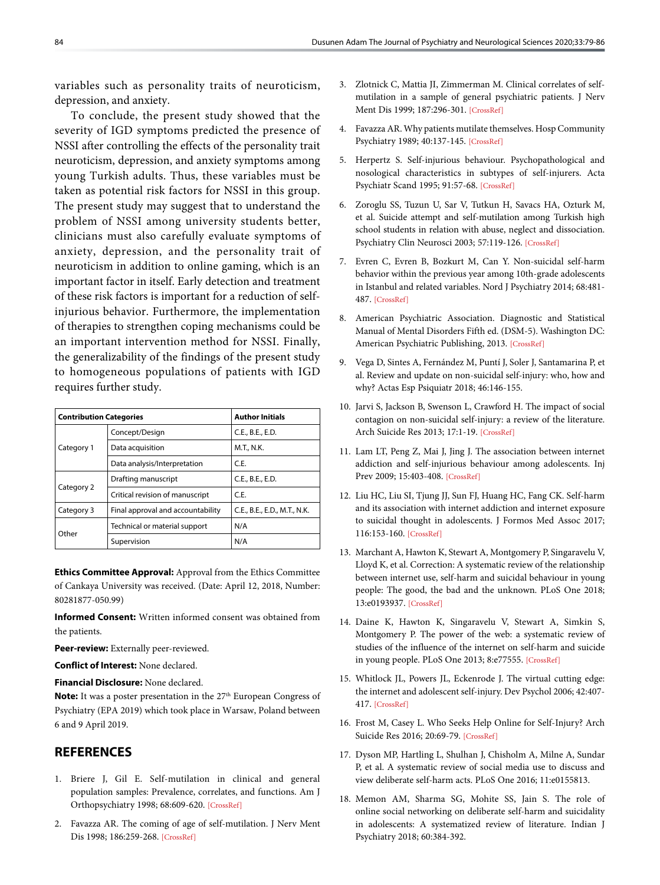variables such as personality traits of neuroticism, depression, and anxiety.

To conclude, the present study showed that the severity of IGD symptoms predicted the presence of NSSI after controlling the effects of the personality trait neuroticism, depression, and anxiety symptoms among young Turkish adults. Thus, these variables must be taken as potential risk factors for NSSI in this group. The present study may suggest that to understand the problem of NSSI among university students better, clinicians must also carefully evaluate symptoms of anxiety, depression, and the personality trait of neuroticism in addition to online gaming, which is an important factor in itself. Early detection and treatment of these risk factors is important for a reduction of self-injurious behavior. Furthermore, the implementation of therapies to strengthen coping mechanisms could be an important intervention method for NSSI. Finally, the generalizability of the findings of the present study to homogeneous populations of patients with IGD requires further study.

| Contribution Categories | | Author Initials |
|---|---|---|
| Category 1 | Concept/Design | C.E., B.E., E.D. |
| | Data acquisition | M.T., N.K. |
| | Data analysis/Interpretation | C.E. |
| Category 2 | Drafting manuscript | C.E., B.E., E.D. |
| | Critical revision of manuscript | C.E. |
| Category 3 | Final approval and accountability | C.E., B.E., E.D., M.T., N.K. |
| Other | Technical or material support | N/A |
| | Supervision | N/A |

**Ethics Committee Approval:** Approval from the Ethics Committee of Cankaya University was received. (Date: April 12, 2018, Number: 80281877-050.99)

**Informed Consent:** Written informed consent was obtained from the patients.

**Peer-review:** Externally peer-reviewed.

**Conflict of Interest:** None declared.

**Financial Disclosure:** None declared.

**Note:** It was a poster presentation in the 27th European Congress of Psychiatry (EPA 2019) which took place in Warsaw, Poland between 6 and 9 April 2019.

## REFERENCES

1. Briere J, Gil E. Self-mutilation in clinical and general population samples: Prevalence, correlates, and functions. Am J Orthopsychiatry 1998; 68:609-620. [CrossRef]
2. Favazza AR. The coming of age of self-mutilation. J Nerv Ment Dis 1998; 186:259-268. [CrossRef]
3. Zlotnick C, Mattia JI, Zimmerman M. Clinical correlates of self-mutilation in a sample of general psychiatric patients. J Nerv Ment Dis 1999; 187:296-301. [CrossRef]
4. Favazza AR. Why patients mutilate themselves. Hosp Community Psychiatry 1989; 40:137-145. [CrossRef]
5. Herpertz S. Self-injurious behaviour. Psychopathological and nosological characteristics in subtypes of self-injurers. Acta Psychiatr Scand 1995; 91:57-68. [CrossRef]
6. Zoroglu SS, Tuzun U, Sar V, Tutkun H, Savacs HA, Ozturk M, et al. Suicide attempt and self-mutilation among Turkish high school students in relation with abuse, neglect and dissociation. Psychiatry Clin Neurosci 2003; 57:119-126. [CrossRef]
7. Evren C, Evren B, Bozkurt M, Can Y. Non-suicidal self-harm behavior within the previous year among 10th-grade adolescents in Istanbul and related variables. Nord J Psychiatry 2014; 68:481-487. [CrossRef]
8. American Psychiatric Association. Diagnostic and Statistical Manual of Mental Disorders Fifth ed. (DSM-5). Washington DC: American Psychiatric Publishing, 2013. [CrossRef]
9. Vega D, Sintes A, Fernández M, Puntí J, Soler J, Santamarina P, et al. Review and update on non-suicidal self-injury: who, how and why? Actas Esp Psiquiatr 2018; 46:146-155.
10. Jarvi S, Jackson B, Swenson L, Crawford H. The impact of social contagion on non-suicidal self-injury: a review of the literature. Arch Suicide Res 2013; 17:1-19. [CrossRef]
11. Lam LT, Peng Z, Mai J, Jing J. The association between internet addiction and self-injurious behaviour among adolescents. Inj Prev 2009; 15:403-408. [CrossRef]
12. Liu HC, Liu SI, Tjung JJ, Sun FJ, Huang HC, Fang CK. Self-harm and its association with internet addiction and internet exposure to suicidal thought in adolescents. J Formos Med Assoc 2017; 116:153-160. [CrossRef]
13. Marchant A, Hawton K, Stewart A, Montgomery P, Singaravelu V, Lloyd K, et al. Correction: A systematic review of the relationship between internet use, self-harm and suicidal behaviour in young people: The good, the bad and the unknown. PLoS One 2018; 13:e0193937. [CrossRef]
14. Daine K, Hawton K, Singaravelu V, Stewart A, Simkin S, Montgomery P. The power of the web: a systematic review of studies of the influence of the internet on self-harm and suicide in young people. PLoS One 2013; 8:e77555. [CrossRef]
15. Whitlock JL, Powers JL, Eckenrode J. The virtual cutting edge: the internet and adolescent self-injury. Dev Psychol 2006; 42:407-417. [CrossRef]
16. Frost M, Casey L. Who Seeks Help Online for Self-Injury? Arch Suicide Res 2016; 20:69-79. [CrossRef]
17. Dyson MP, Hartling L, Shulhan J, Chisholm A, Milne A, Sundar P, et al. A systematic review of social media use to discuss and view deliberate self-harm acts. PLoS One 2016; 11:e0155813.
18. Memon AM, Sharma SG, Mohite SS, Jain S. The role of online social networking on deliberate self-harm and suicidality in adolescents: A systematized review of literature. Indian J Psychiatry 2018; 60:384-392.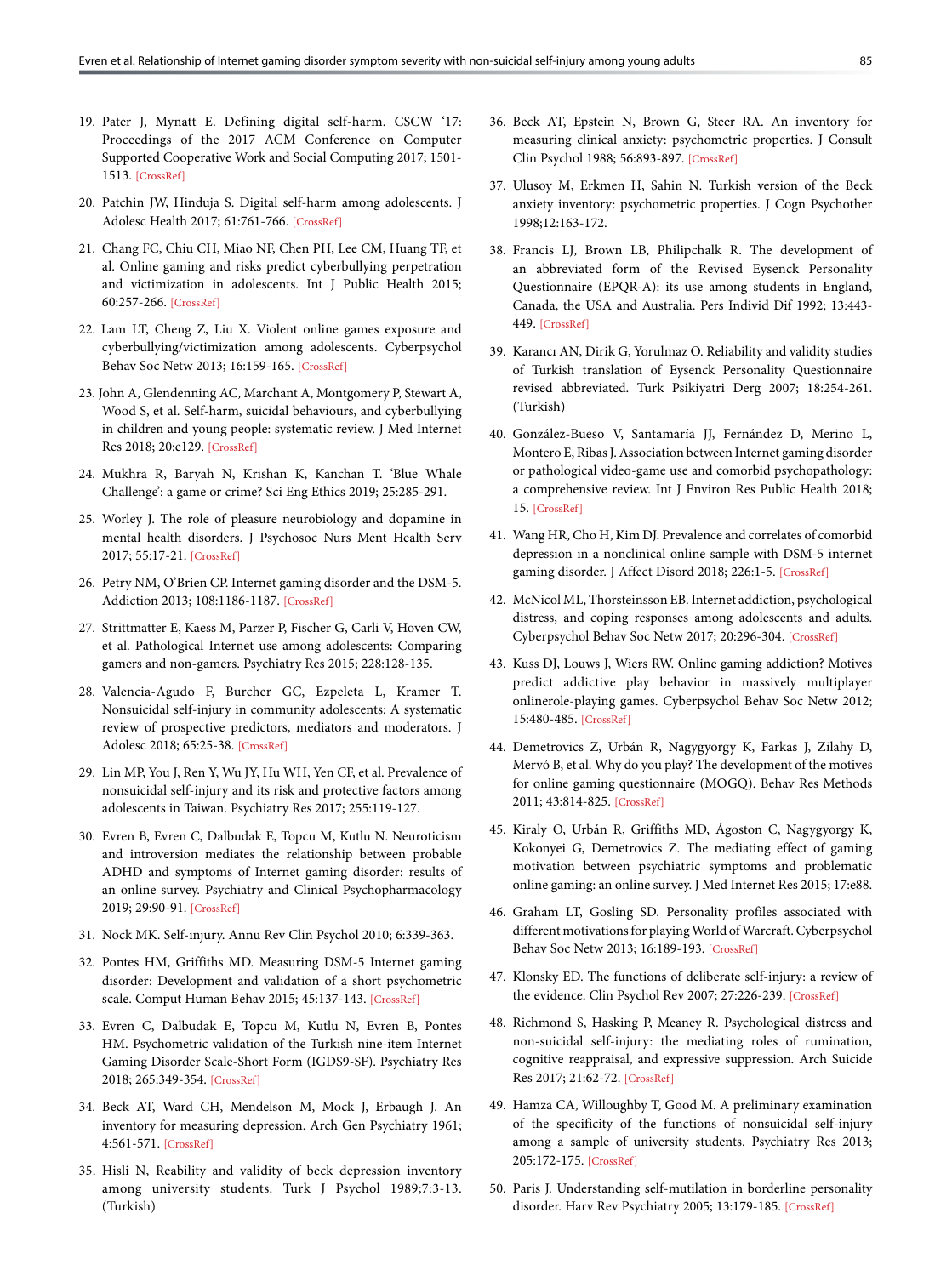19. Pater J, Mynatt E. Defining digital self-harm. CSCW '17: Proceedings of the 2017 ACM Conference on Computer Supported Cooperative Work and Social Computing 2017; 1501-1513. [CrossRef]

20. Patchin JW, Hinduja S. Digital self-harm among adolescents. J Adolesc Health 2017; 61:761-766. [CrossRef]

21. Chang FC, Chiu CH, Miao NF, Chen PH, Lee CM, Huang TF, et al. Online gaming and risks predict cyberbullying perpetration and victimization in adolescents. Int J Public Health 2015; 60:257-266. [CrossRef]

22. Lam LT, Cheng Z, Liu X. Violent online games exposure and cyberbullying/victimization among adolescents. Cyberpsychol Behav Soc Netw 2013; 16:159-165. [CrossRef]

23. John A, Glendenning AC, Marchant A, Montgomery P, Stewart A, Wood S, et al. Self-harm, suicidal behaviours, and cyberbullying in children and young people: systematic review. J Med Internet Res 2018; 20:e129. [CrossRef]

24. Mukhra R, Baryah N, Krishan K, Kanchan T. 'Blue Whale Challenge': a game or crime? Sci Eng Ethics 2019; 25:285-291.

25. Worley J. The role of pleasure neurobiology and dopamine in mental health disorders. J Psychosoc Nurs Ment Health Serv 2017; 55:17-21. [CrossRef]

26. Petry NM, O'Brien CP. Internet gaming disorder and the DSM-5. Addiction 2013; 108:1186-1187. [CrossRef]

27. Strittmatter E, Kaess M, Parzer P, Fischer G, Carli V, Hoven CW, et al. Pathological Internet use among adolescents: Comparing gamers and non-gamers. Psychiatry Res 2015; 228:128-135.

28. Valencia-Agudo F, Burcher GC, Ezpeleta L, Kramer T. Nonsuicidal self-injury in community adolescents: A systematic review of prospective predictors, mediators and moderators. J Adolesc 2018; 65:25-38. [CrossRef]

29. Lin MP, You J, Ren Y, Wu JY, Hu WH, Yen CF, et al. Prevalence of nonsuicidal self-injury and its risk and protective factors among adolescents in Taiwan. Psychiatry Res 2017; 255:119-127.

30. Evren B, Evren C, Dalbudak E, Topcu M, Kutlu N. Neuroticism and introversion mediates the relationship between probable ADHD and symptoms of Internet gaming disorder: results of an online survey. Psychiatry and Clinical Psychopharmacology 2019; 29:90-91. [CrossRef]

31. Nock MK. Self-injury. Annu Rev Clin Psychol 2010; 6:339-363.

32. Pontes HM, Griffiths MD. Measuring DSM-5 Internet gaming disorder: Development and validation of a short psychometric scale. Comput Human Behav 2015; 45:137-143. [CrossRef]

33. Evren C, Dalbudak E, Topcu M, Kutlu N, Evren B, Pontes HM. Psychometric validation of the Turkish nine-item Internet Gaming Disorder Scale-Short Form (IGDS9-SF). Psychiatry Res 2018; 265:349-354. [CrossRef]

34. Beck AT, Ward CH, Mendelson M, Mock J, Erbaugh J. An inventory for measuring depression. Arch Gen Psychiatry 1961; 4:561-571. [CrossRef]

35. Hisli N, Reability and validity of beck depression inventory among university students. Turk J Psychol 1989;7:3-13. (Turkish)

36. Beck AT, Epstein N, Brown G, Steer RA. An inventory for measuring clinical anxiety: psychometric properties. J Consult Clin Psychol 1988; 56:893-897. [CrossRef]

37. Ulusoy M, Erkmen H, Sahin N. Turkish version of the Beck anxiety inventory: psychometric properties. J Cogn Psychother 1998;12:163-172.

38. Francis LJ, Brown LB, Philipchalk R. The development of an abbreviated form of the Revised Eysenck Personality Questionnaire (EPQR-A): its use among students in England, Canada, the USA and Australia. Pers Individ Dif 1992; 13:443-449. [CrossRef]

39. Karancı AN, Dirik G, Yorulmaz O. Reliability and validity studies of Turkish translation of Eysenck Personality Questionnaire revised abbreviated. Turk Psikiyatri Derg 2007; 18:254-261. (Turkish)

40. González-Bueso V, Santamaría JJ, Fernández D, Merino L, Montero E, Ribas J. Association between Internet gaming disorder or pathological video-game use and comorbid psychopathology: a comprehensive review. Int J Environ Res Public Health 2018; 15. [CrossRef]

41. Wang HR, Cho H, Kim DJ. Prevalence and correlates of comorbid depression in a nonclinical online sample with DSM-5 internet gaming disorder. J Affect Disord 2018; 226:1-5. [CrossRef]

42. McNicol ML, Thorsteinsson EB. Internet addiction, psychological distress, and coping responses among adolescents and adults. Cyberpsychol Behav Soc Netw 2017; 20:296-304. [CrossRef]

43. Kuss DJ, Louws J, Wiers RW. Online gaming addiction? Motives predict addictive play behavior in massively multiplayer onlinerole-playing games. Cyberpsychol Behav Soc Netw 2012; 15:480-485. [CrossRef]

44. Demetrovics Z, Urbán R, Nagygyorgy K, Farkas J, Zilahy D, Mervó B, et al. Why do you play? The development of the motives for online gaming questionnaire (MOGQ). Behav Res Methods 2011; 43:814-825. [CrossRef]

45. Kiraly O, Urbán R, Griffiths MD, Ágoston C, Nagygyorgy K, Kokonyei G, Demetrovics Z. The mediating effect of gaming motivation between psychiatric symptoms and problematic online gaming: an online survey. J Med Internet Res 2015; 17:e88.

46. Graham LT, Gosling SD. Personality profiles associated with different motivations for playing World of Warcraft. Cyberpsychol Behav Soc Netw 2013; 16:189-193. [CrossRef]

47. Klonsky ED. The functions of deliberate self-injury: a review of the evidence. Clin Psychol Rev 2007; 27:226-239. [CrossRef]

48. Richmond S, Hasking P, Meaney R. Psychological distress and non-suicidal self-injury: the mediating roles of rumination, cognitive reappraisal, and expressive suppression. Arch Suicide Res 2017; 21:62-72. [CrossRef]

49. Hamza CA, Willoughby T, Good M. A preliminary examination of the specificity of the functions of nonsuicidal self-injury among a sample of university students. Psychiatry Res 2013; 205:172-175. [CrossRef]

50. Paris J. Understanding self-mutilation in borderline personality disorder. Harv Rev Psychiatry 2005; 13:179-185. [CrossRef]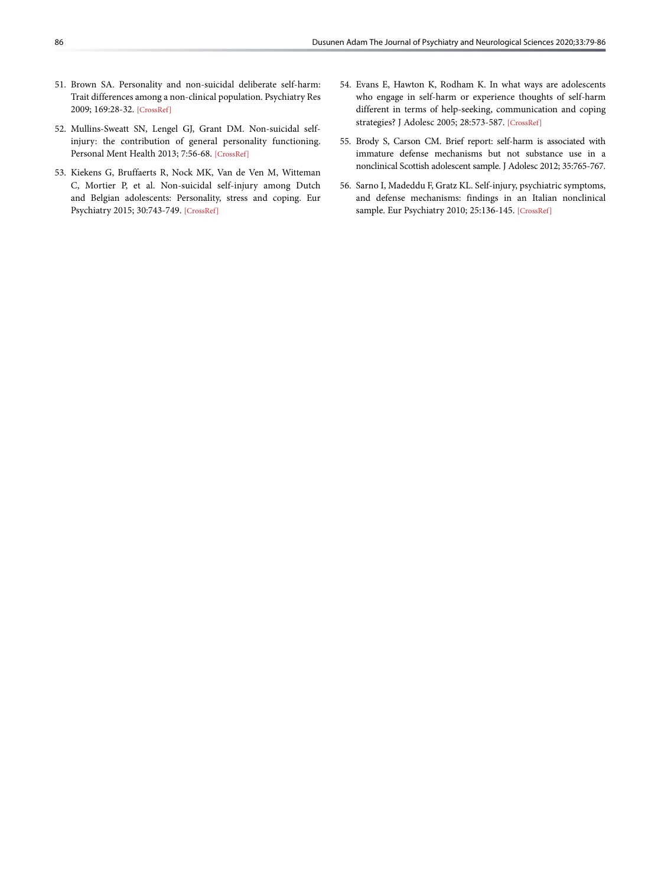51. Brown SA. Personality and non-suicidal deliberate self-harm: Trait differences among a non-clinical population. Psychiatry Res 2009; 169:28-32. [CrossRef]

52. Mullins-Sweatt SN, Lengel GJ, Grant DM. Non-suicidal self-injury: the contribution of general personality functioning. Personal Ment Health 2013; 7:56-68. [CrossRef]

53. Kiekens G, Bruffaerts R, Nock MK, Van de Ven M, Witteman C, Mortier P, et al. Non-suicidal self-injury among Dutch and Belgian adolescents: Personality, stress and coping. Eur Psychiatry 2015; 30:743-749. [CrossRef]

54. Evans E, Hawton K, Rodham K. In what ways are adolescents who engage in self-harm or experience thoughts of self-harm different in terms of help-seeking, communication and coping strategies? J Adolesc 2005; 28:573-587. [CrossRef]

55. Brody S, Carson CM. Brief report: self-harm is associated with immature defense mechanisms but not substance use in a nonclinical Scottish adolescent sample. J Adolesc 2012; 35:765-767.

56. Sarno I, Madeddu F, Gratz KL. Self-injury, psychiatric symptoms, and defense mechanisms: findings in an Italian nonclinical sample. Eur Psychiatry 2010; 25:136-145. [CrossRef]